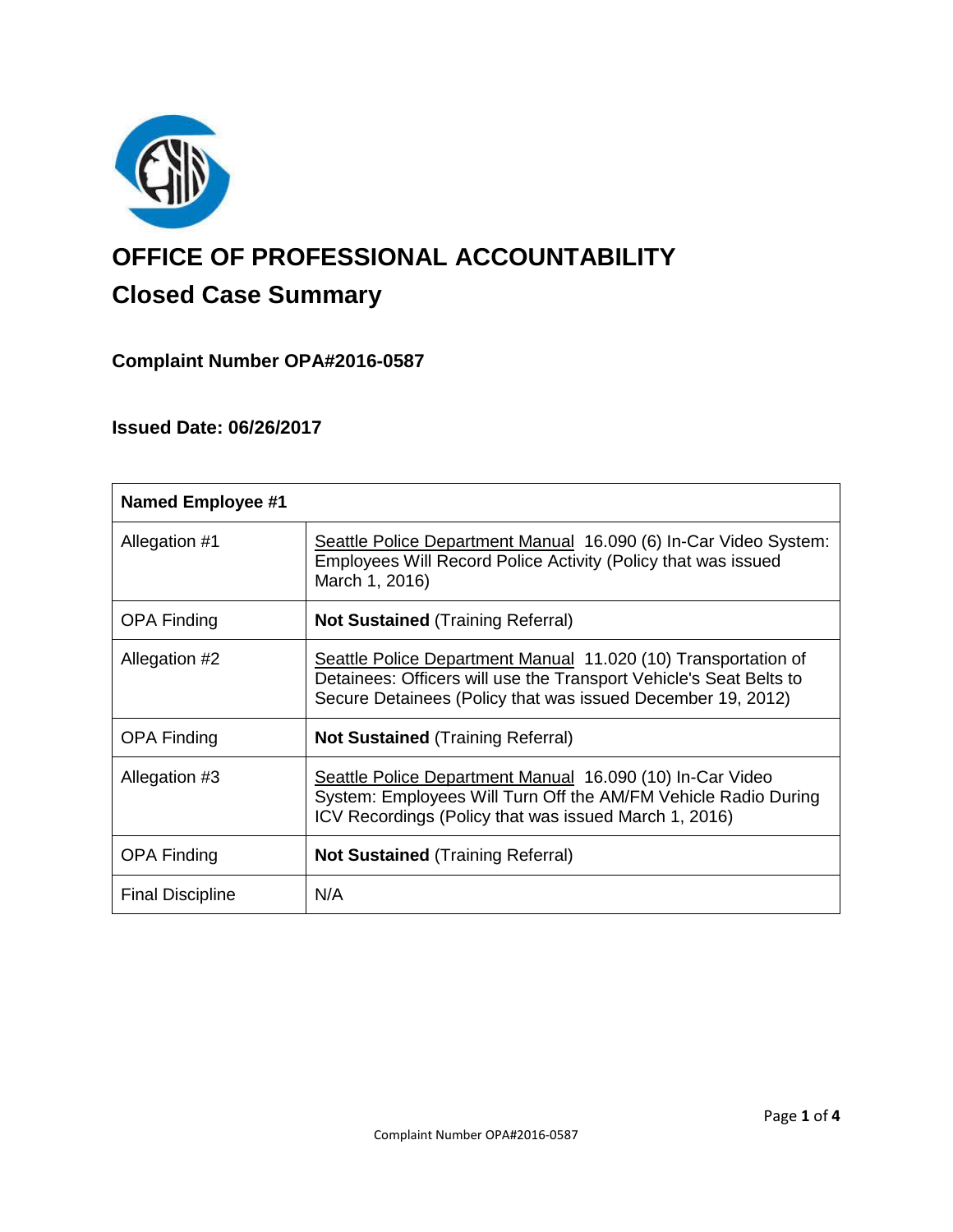# OFFICE OF PROFESSIONAL ACCOUNTABILITY

## Closed Case Summary

### Complaint Number OPA#2016-0587

### Issued Date: 06/26/2017

| **Named Employee #1** | |
|---|---|
| Allegation #1 | Seattle Police Department Manual 16.090 (6) In-Car Video System: Employees Will Record Police Activity (Policy that was issued March 1, 2016) |
| OPA Finding | **Not Sustained** (Training Referral) |
| Allegation #2 | Seattle Police Department Manual 11.020 (10) Transportation of Detainees: Officers will use the Transport Vehicle's Seat Belts to Secure Detainees (Policy that was issued December 19, 2012) |
| OPA Finding | **Not Sustained** (Training Referral) |
| Allegation #3 | Seattle Police Department Manual 16.090 (10) In-Car Video System: Employees Will Turn Off the AM/FM Vehicle Radio During ICV Recordings (Policy that was issued March 1, 2016) |
| OPA Finding | **Not Sustained** (Training Referral) |
| Final Discipline | N/A |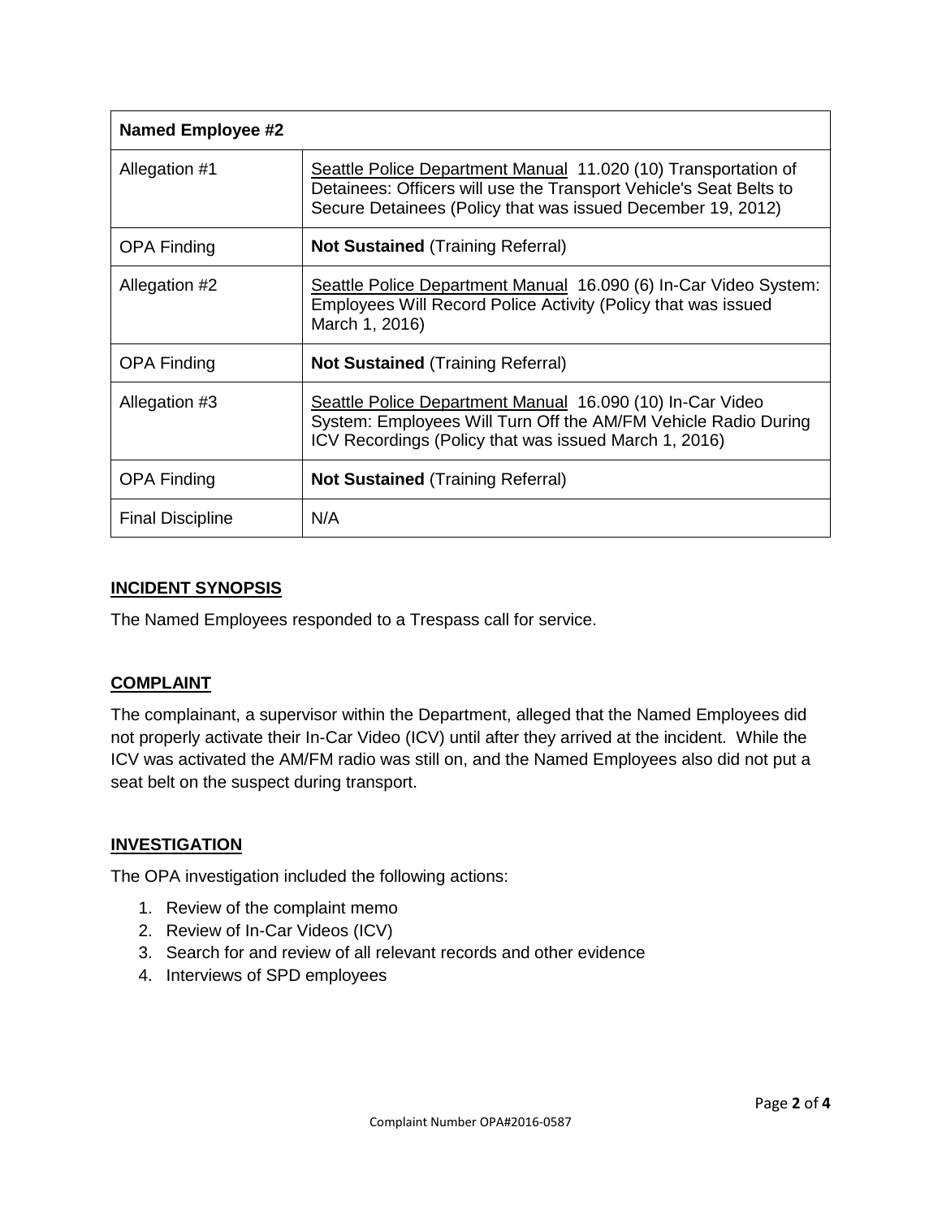| **Named Employee #2** | |
|---|---|
| Allegation #1 | Seattle Police Department Manual 11.020 (10) Transportation of Detainees: Officers will use the Transport Vehicle's Seat Belts to Secure Detainees (Policy that was issued December 19, 2012) |
| OPA Finding | **Not Sustained** (Training Referral) |
| Allegation #2 | Seattle Police Department Manual 16.090 (6) In-Car Video System: Employees Will Record Police Activity (Policy that was issued March 1, 2016) |
| OPA Finding | **Not Sustained** (Training Referral) |
| Allegation #3 | Seattle Police Department Manual 16.090 (10) In-Car Video System: Employees Will Turn Off the AM/FM Vehicle Radio During ICV Recordings (Policy that was issued March 1, 2016) |
| OPA Finding | **Not Sustained** (Training Referral) |
| Final Discipline | N/A |

## INCIDENT SYNOPSIS

The Named Employees responded to a Trespass call for service.

## COMPLAINT

The complainant, a supervisor within the Department, alleged that the Named Employees did not properly activate their In-Car Video (ICV) until after they arrived at the incident. While the ICV was activated the AM/FM radio was still on, and the Named Employees also did not put a seat belt on the suspect during transport.

## INVESTIGATION

The OPA investigation included the following actions:

1. Review of the complaint memo
2. Review of In-Car Videos (ICV)
3. Search for and review of all relevant records and other evidence
4. Interviews of SPD employees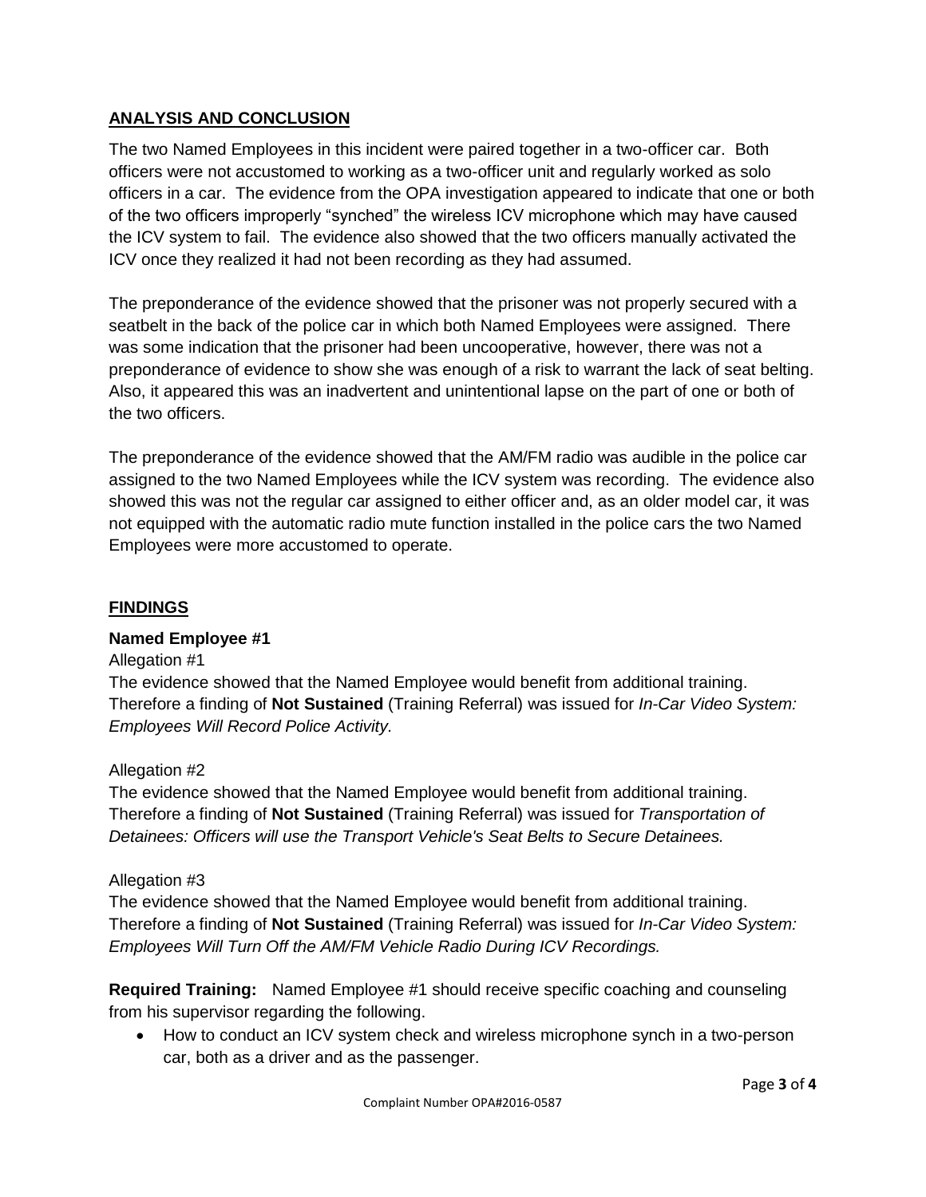## ANALYSIS AND CONCLUSION

The two Named Employees in this incident were paired together in a two-officer car. Both officers were not accustomed to working as a two-officer unit and regularly worked as solo officers in a car. The evidence from the OPA investigation appeared to indicate that one or both of the two officers improperly "synched" the wireless ICV microphone which may have caused the ICV system to fail. The evidence also showed that the two officers manually activated the ICV once they realized it had not been recording as they had assumed.

The preponderance of the evidence showed that the prisoner was not properly secured with a seatbelt in the back of the police car in which both Named Employees were assigned. There was some indication that the prisoner had been uncooperative, however, there was not a preponderance of evidence to show she was enough of a risk to warrant the lack of seat belting. Also, it appeared this was an inadvertent and unintentional lapse on the part of one or both of the two officers.

The preponderance of the evidence showed that the AM/FM radio was audible in the police car assigned to the two Named Employees while the ICV system was recording. The evidence also showed this was not the regular car assigned to either officer and, as an older model car, it was not equipped with the automatic radio mute function installed in the police cars the two Named Employees were more accustomed to operate.

## FINDINGS

**Named Employee #1**

Allegation #1

The evidence showed that the Named Employee would benefit from additional training. Therefore a finding of **Not Sustained** (Training Referral) was issued for *In-Car Video System: Employees Will Record Police Activity.*

Allegation #2

The evidence showed that the Named Employee would benefit from additional training. Therefore a finding of **Not Sustained** (Training Referral) was issued for *Transportation of Detainees: Officers will use the Transport Vehicle's Seat Belts to Secure Detainees.*

Allegation #3

The evidence showed that the Named Employee would benefit from additional training. Therefore a finding of **Not Sustained** (Training Referral) was issued for *In-Car Video System: Employees Will Turn Off the AM/FM Vehicle Radio During ICV Recordings.*

**Required Training:** Named Employee #1 should receive specific coaching and counseling from his supervisor regarding the following.

- How to conduct an ICV system check and wireless microphone synch in a two-person car, both as a driver and as the passenger.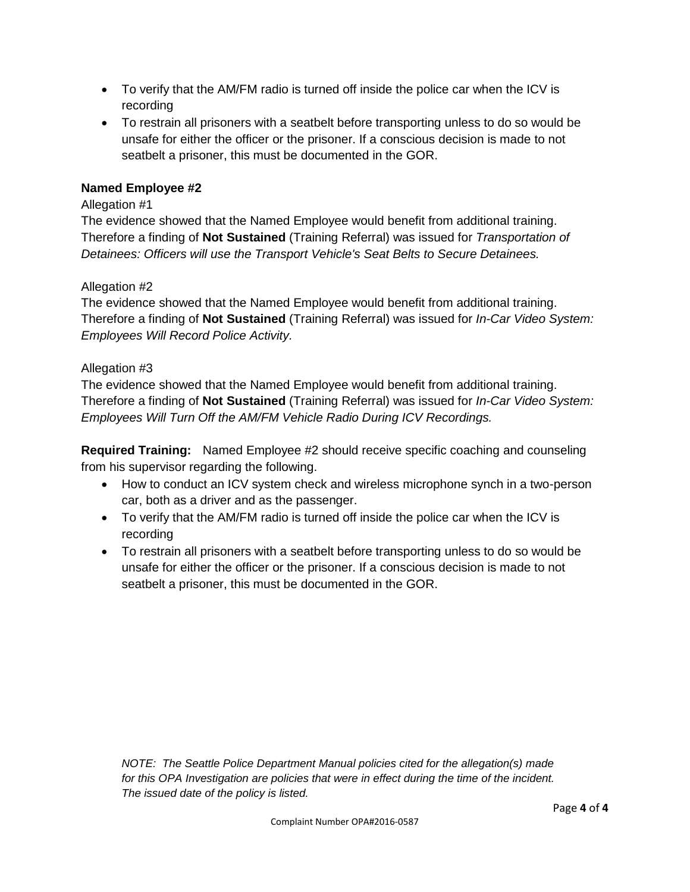- To verify that the AM/FM radio is turned off inside the police car when the ICV is recording
- To restrain all prisoners with a seatbelt before transporting unless to do so would be unsafe for either the officer or the prisoner. If a conscious decision is made to not seatbelt a prisoner, this must be documented in the GOR.

**Named Employee #2**

Allegation #1

The evidence showed that the Named Employee would benefit from additional training. Therefore a finding of **Not Sustained** (Training Referral) was issued for *Transportation of Detainees: Officers will use the Transport Vehicle's Seat Belts to Secure Detainees.*

Allegation #2

The evidence showed that the Named Employee would benefit from additional training. Therefore a finding of **Not Sustained** (Training Referral) was issued for *In-Car Video System: Employees Will Record Police Activity.*

Allegation #3

The evidence showed that the Named Employee would benefit from additional training. Therefore a finding of **Not Sustained** (Training Referral) was issued for *In-Car Video System: Employees Will Turn Off the AM/FM Vehicle Radio During ICV Recordings.*

**Required Training:** Named Employee #2 should receive specific coaching and counseling from his supervisor regarding the following.

- How to conduct an ICV system check and wireless microphone synch in a two-person car, both as a driver and as the passenger.
- To verify that the AM/FM radio is turned off inside the police car when the ICV is recording
- To restrain all prisoners with a seatbelt before transporting unless to do so would be unsafe for either the officer or the prisoner. If a conscious decision is made to not seatbelt a prisoner, this must be documented in the GOR.

*NOTE: The Seattle Police Department Manual policies cited for the allegation(s) made for this OPA Investigation are policies that were in effect during the time of the incident. The issued date of the policy is listed.*

Complaint Number OPA#2016-0587